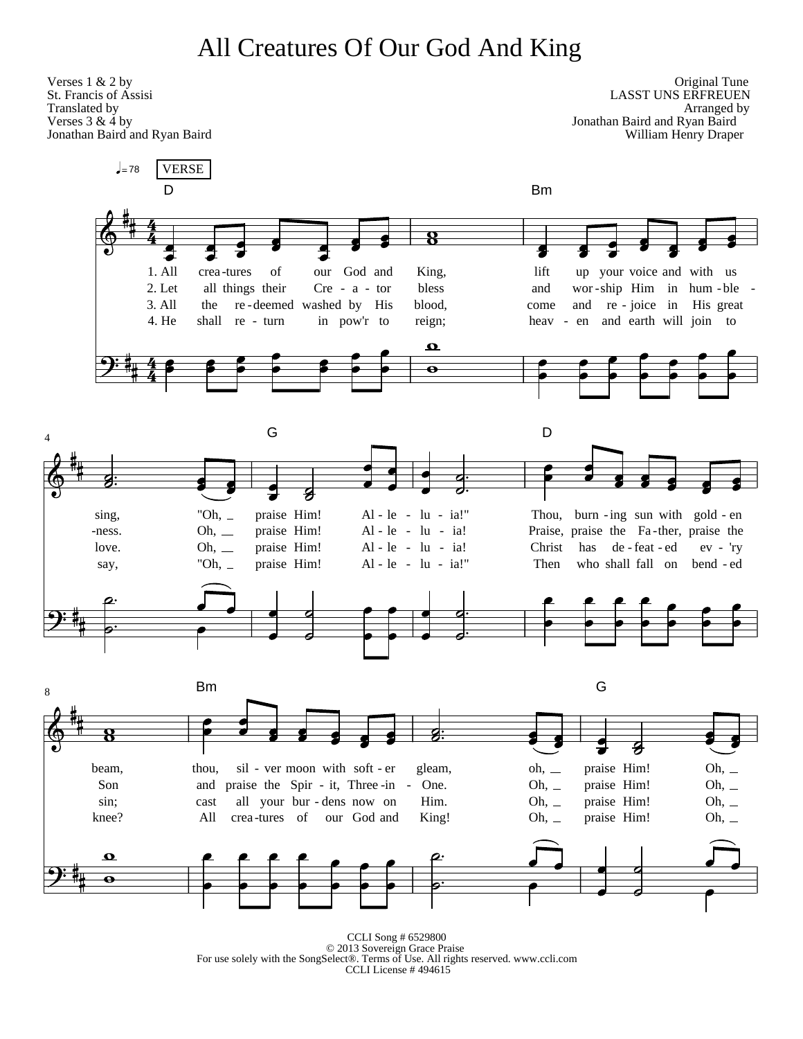# All Creatures Of Our God And King

Verses 1 & 2 by
St. Francis of Assisi
Translated by
Verses 3 & 4 by
Jonathan Baird and Ryan Baird

Original Tune
LASST UNS ERFREUEN
Arranged by
Jonathan Baird and Ryan Baird
William Henry Draper

♩= 78 VERSE

D — Bm — G — D — Bm — G

1. All crea-tures of our God and King, lift up your voice and with us sing, "Oh, praise Him! Al-le-lu-ia!" Thou, burn-ing sun with gold-en beam, thou, sil-ver moon with soft-er gleam, oh, praise Him! Oh,

2. Let all things their Cre-a-tor bless and wor-ship Him in hum-ble-ness. Oh, praise Him! Al-le-lu-ia! Praise, praise the Fa-ther, praise the Son and praise the Spir-it, Three-in-One. Oh, praise Him! Oh,

3. All the re-deemed washed by His blood, come and re-joice in His great love. Oh, praise Him! Al-le-lu-ia! Christ has de-feat-ed ev-'ry sin; cast all your bur-dens now on Him. Oh, praise Him! Oh,

4. He shall re-turn in pow'r to reign; heav-en and earth will join to say, "Oh, praise Him! Al-le-lu-ia!" Then who shall fall on bend-ed knee? All crea-tures of our God and King! Oh, praise Him! Oh,

CCLI Song # 6529800
© 2013 Sovereign Grace Praise
For use solely with the SongSelect®. Terms of Use. All rights reserved. www.ccli.com
CCLI License # 494615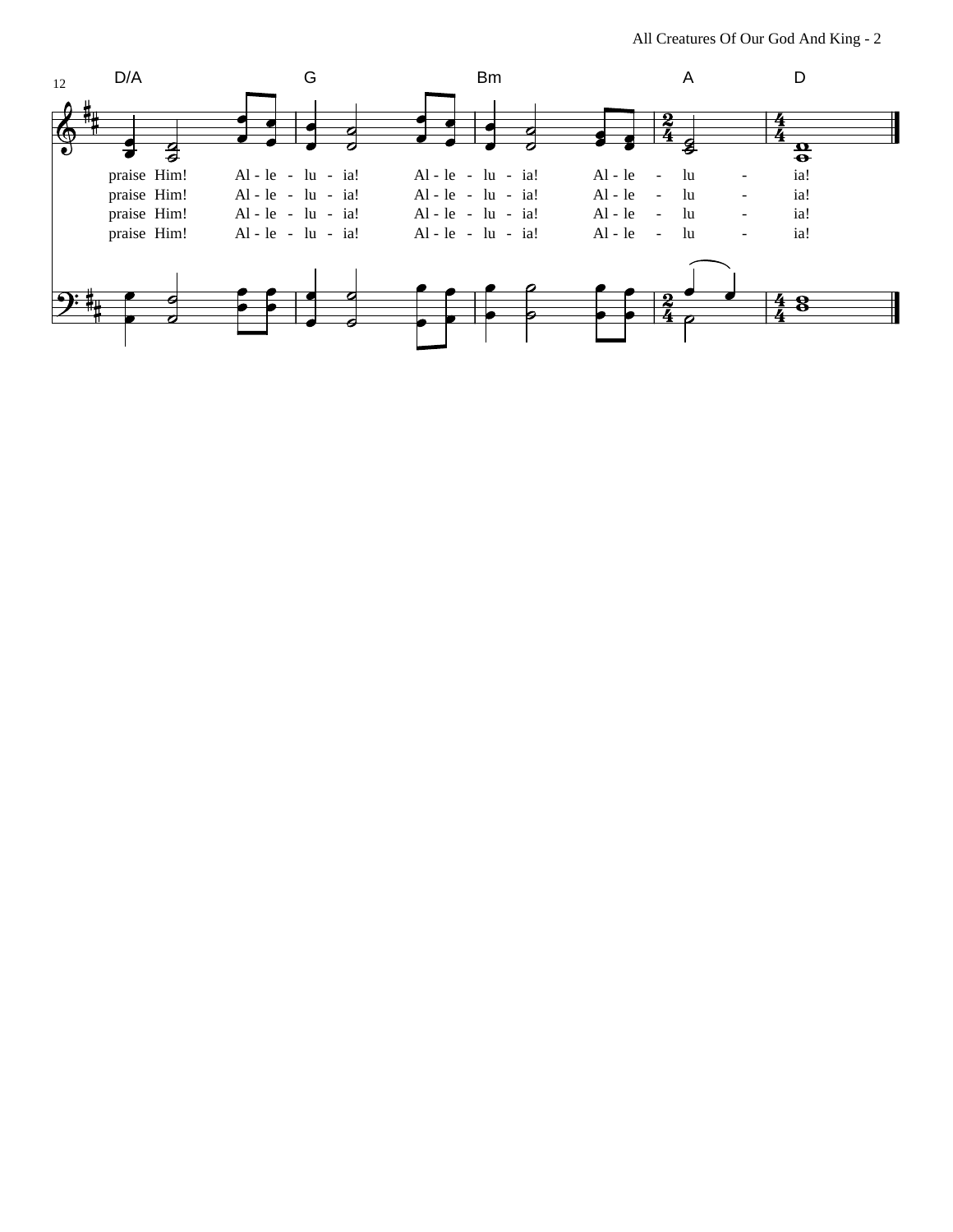D/A G Bm A D

praise Him! Al - le - lu - ia! Al - le - lu - ia! Al - le - lu - ia!

praise Him! Al - le - lu - ia! Al - le - lu - ia! Al - le - lu - ia!

praise Him! Al - le - lu - ia! Al - le - lu - ia! Al - le - lu - ia!

praise Him! Al - le - lu - ia! Al - le - lu - ia! Al - le - lu - ia!